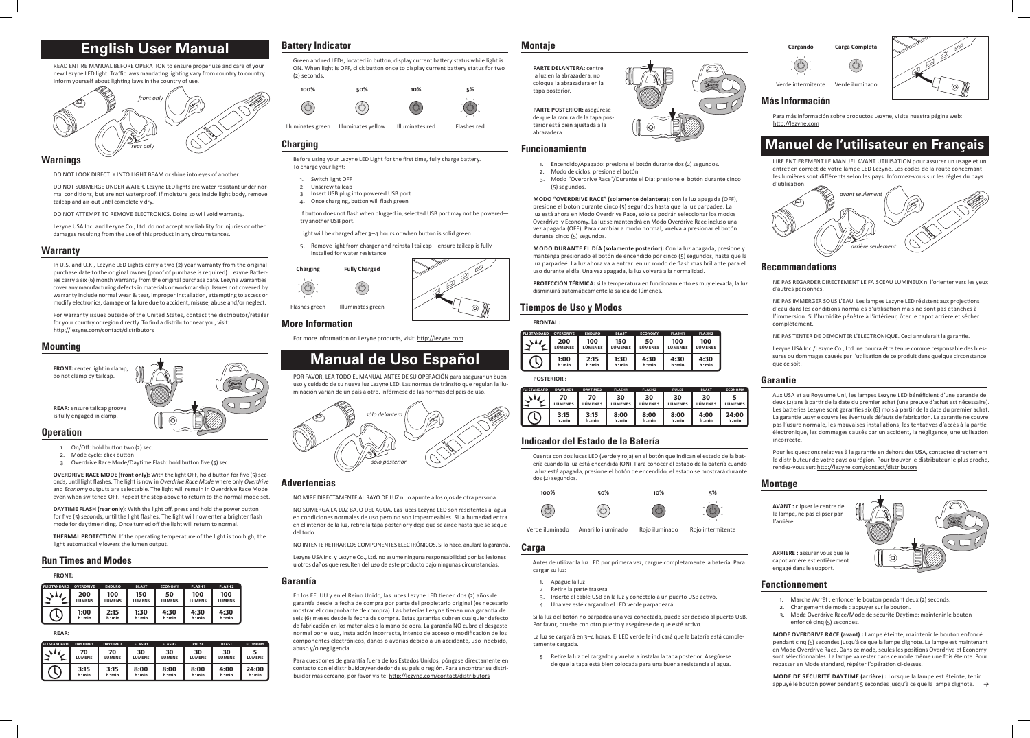# English User Manual

READ ENTIRE MANUAL BEFORE OPERATION to ensure proper use and care of your new Lezyne LED light. Traffic laws mandating lighting vary from country to country. Inform yourself about lighting laws in the country of use.

*front only*

*rear only*

## Warnings

DO NOT LOOK DIRECTLY INTO LIGHT BEAM or shine into eyes of another.

DO NOT SUBMERGE UNDER WATER. Lezyne LED lights are water resistant under normal conditions, but are not waterproof. If moisture gets inside light body, remove tailcap and air-out until completely dry.

DO NOT ATTEMPT TO REMOVE ELECTRONICS. Doing so will void warranty.

Lezyne USA Inc. and Lezyne Co., Ltd. do not accept any liability for injuries or other damages resulting from the use of this product in any circumstances.

## Warranty

In U.S. and U.K., Lezyne LED Lights carry a two (2) year warranty from the original purchase date to the original owner (proof of purchase is required). Lezyne Batteries carry a six (6) month warranty from the original purchase date. Lezyne warranties cover any manufacturing defects in materials or workmanship. Issues not covered by warranty include normal wear & tear, improper installation, attempting to access or modify electronics, damage or failure due to accident, misuse, abuse and/or neglect.

For warranty issues outside of the United States, contact the distributor/retailer for your country or region directly. To find a distributor near you, visit: http://lezyne.com/contact/distributors

## Mounting

**FRONT:** center light in clamp, do not clamp by tailcap.

**REAR:** ensure tailcap groove is fully engaged in clamp.

## Operation

1. On/Off: hold button two (2) sec.
2. Mode cycle: click button
3. Overdrive Race Mode/Daytime Flash: hold button five (5) sec.

**OVERDRIVE RACE MODE (front only):** With the light OFF, hold button for five (5) seconds, until light flashes. The light is now in *Overdrive Race Mode* where only *Overdrive* and *Economy* outputs are selectable. The light will remain in Overdrive Race Mode even when switched OFF. Repeat the step above to return to the normal mode set.

**DAYTIME FLASH (rear only):** With the light off, press and hold the power button for five (5) seconds, until the light flashes. The light will now enter a brighter flash mode for daytime riding. Once turned off the light will return to normal.

**THERMAL PROTECTION:** If the operating temperature of the light is too high, the light automatically lowers the lumen output.

## Run Times and Modes

**FRONT:**

| FL1 STANDARD | OVERDRIVE | ENDURO | BLAST | ECONOMY | FLASH 1 | FLASH 2 |
|---|---|---|---|---|---|---|
| Lumens | 200 LUMENS | 100 LUMENS | 150 LUMENS | 50 LUMENS | 100 LUMENS | 100 LUMENS |
| Time | 1:00 h:min | 2:15 h:min | 1:30 h:min | 4:30 h:min | 4:30 h:min | 4:30 h:min |

**REAR:**

| FL1 STANDARD | DAYTIME 1 | DAYTIME 2 | FLASH 1 | FLASH 2 | PULSE | BLAST | ECONOMY |
|---|---|---|---|---|---|---|---|
| Lumens | 70 LUMENS | 70 LUMENS | 30 LUMENS | 30 LUMENS | 30 LUMENS | 30 LUMENS | 5 LUMENS |
| Time | 3:15 h:min | 3:15 h:min | 8:00 h:min | 8:00 h:min | 8:00 h:min | 4:00 h:min | 24:00 h:min |

## Battery Indicator

Green and red LEDs, located in button, display current battery status while light is ON. When light is OFF, click button once to display current battery status for two (2) seconds.

| 100% | 50% | 10% | 5% |
|---|---|---|---|
| Illuminates green | Illuminates yellow | Illuminates red | Flashes red |

## Charging

Before using your Lezyne LED Light for the first time, fully charge battery. To charge your light:

1. Switch light OFF
2. Unscrew tailcap
3. Insert USB plug into powered USB port
4. Once charging, button will flash green

If button does not flash when plugged in, selected USB port may not be powered—try another USB port.

Light will be charged after 3–4 hours or when button is solid green.

5. Remove light from charger and reinstall tailcap—ensure tailcap is fully installed for water resistance

| Charging | Fully Charged |
|---|---|
| Flashes green | Illuminates green |

## More Information

For more information on Lezyne products, visit: http://lezyne.com

# Manual de Uso Español

POR FAVOR, LEA TODO EL MANUAL ANTES DE SU OPERACIÓN para asegurar un buen uso y cuidado de su nueva luz Lezyne LED. Las normas de tránsito que regulan la iluminación varían de un país a otro. Infórmese de las normas del país de uso.

*sólo delantera*

*sólo posterior*

## Advertencias

NO MIRE DIRECTAMENTE AL RAYO DE LUZ ni lo apunte a los ojos de otra persona.

NO SUMERGA LA LUZ BAJO DEL AGUA. Las luces Lezyne LED son resistentes al agua en condiciones normales de uso pero no son impermeables. Si la humedad entra en el interior de la luz, retire la tapa posterior y deje que se airee hasta que se seque del todo.

NO INTENTE RETIRAR LOS COMPONENTES ELECTRÓNICOS. Si lo hace, anulará la garantía.

Lezyne USA Inc. y Lezyne Co., Ltd. no asume ninguna responsabilidad por las lesiones u otros daños que resulten del uso de este producto bajo ningunas circunstancias.

## Garantía

En los EE. UU y en el Reino Unido, las luces Lezyne LED tienen dos (2) años de garantía desde la fecha de compra por parte del propietario original (es necesario mostrar el comprobante de compra). Las baterías Lezyne tienen una garantía de seis (6) meses desde la fecha de compra. Estas garantías cubren cualquier defecto de fabricación en los materiales o la mano de obra. La garantía NO cubre el desgaste normal por el uso, instalación incorrecta, intento de acceso o modificación de los componentes electrónicos, daños o averías debido a un accidente, uso indebido, abuso y/o negligencia.

Para cuestiones de garantía fuera de los Estados Unidos, póngase directamente en contacto con el distribuidor/vendedor de su país o región. Para encontrar su distribuidor más cercano, por favor visite: http://lezyne.com/contact/distributors

## Montaje

**PARTE DELANTERA:** centre la luz en la abrazadera, no coloque la abrazadera en la tapa posterior.

**PARTE POSTERIOR:** asegúrese de que la ranura de la tapa posterior está bien ajustada a la abrazadera.

## Funcionamiento

1. Encendido/Apagado: presione el botón durante dos (2) segundos.
2. Modo de ciclos: presione el botón
3. Modo "Overdrive Race"/Durante el Día: presione el botón durante cinco (5) segundos.

**MODO "OVERDRIVE RACE" (solamente delantera):** con la luz apagada (OFF), presione el botón durante cinco (5) segundos hasta que la luz parpadee. La luz está ahora en Modo Overdrive Race, sólo se podrán seleccionar los modos Overdrive y Economy. La luz se mantendrá en Modo Overdrive Race incluso una vez apagada (OFF). Para cambiar a modo normal, vuelva a presionar el botón durante cinco (5) segundos.

**MODO DURANTE EL DÍA (solamente posterior):** Con la luz apagada, presione y mantenga presionado el botón de encendido por cinco (5) segundos, hasta que la luz parpadeé. La luz ahora va a entrar en un modo de flash mas brillante para el uso durante el día. Una vez apagada, la luz volverá a la normalidad.

**PROTECCIÓN TÉRMICA:** si la temperatura en funcionamiento es muy elevada, la luz disminuirá automáticamente la salida de lúmenes.

## Tiempos de Uso y Modos

**FRONTAL :**

| FL1 STANDARD | OVERDRIVE | ENDURO | BLAST | ECONOMY | FLASH 1 | FLASH 2 |
|---|---|---|---|---|---|---|
| Lúmenes | 200 LÚMENES | 100 LÚMENES | 150 LÚMENES | 50 LÚMENES | 100 LÚMENES | 100 LÚMENES |
| Tiempo | 1:00 h:min | 2:15 h:min | 1:30 h:min | 4:30 h:min | 4:30 h:min | 4:30 h:min |

**POSTERIOR :**

| FL1 STANDARD | DAYTIME 1 | DAYTIME 2 | FLASH 1 | FLASH 2 | PULSE | BLAST | ECONOMY |
|---|---|---|---|---|---|---|---|
| Lúmenes | 70 LÚMENES | 70 LÚMENES | 30 LÚMENES | 30 LÚMENES | 30 LÚMENES | 30 LÚMENES | 5 LÚMENES |
| Tiempo | 3:15 h:min | 3:15 h:min | 8:00 h:min | 8:00 h:min | 8:00 h:min | 4:00 h:min | 24:00 h:min |

## Indicador del Estado de la Batería

Cuenta con dos luces LED (verde y roja) en el botón que indican el estado de la batería cuando la luz está encendida (ON). Para conocer el estado de la batería cuando la luz está apagada, presione el botón de encendido; el estado se mostrará durante dos (2) segundos.

| 100% | 50% | 10% | 5% |
|---|---|---|---|
| Verde iluminado | Amarillo iluminado | Rojo iluminado | Rojo intermitente |

## Carga

Antes de utilizar la luz LED por primera vez, cargue completamente la batería. Para cargar su luz:

1. Apague la luz
2. Retire la parte trasera
3. Inserte el cable USB en la luz y conéctelo a un puerto USB activo.
4. Una vez esté cargando el LED verde parpadeará.

Si la luz del botón no parpadea una vez conectada, puede ser debido al puerto USB. Por favor, pruebe con otro puerto y asegúrese de que esté activo.

La luz se cargará en 3–4 horas. El LED verde le indicará que la batería está completamente cargada.

5. Retire la luz del cargador y vuelva a instalar la tapa posterior. Asegúrese de que la tapa está bien colocada para una buena resistencia al agua.

| Cargando | Carga Completa |
|---|---|
| Verde intermitente | Verde iluminado |

## Más Información

Para más información sobre productos Lezyne, visite nuestra página web: http://lezyne.com

# Manuel de l'utilisateur en Français

LIRE ENTIEREMENT LE MANUEL AVANT UTILISATION pour assurer un usage et un entretien correct de votre lampe LED Lezyne. Les codes de la route concernant les lumières sont différents selon les pays. Informez-vous sur les règles du pays d'utilisation.

*avant seulement*

*arrière seulement*

## Recommandations

NE PAS REGARDER DIRECTEMENT LE FAISCEAU LUMINEUX ni l'orienter vers les yeux d'autres personnes.

NE PAS IMMERGER SOUS L'EAU. Les lampes Lezyne LED résistent aux projections d'eau dans les conditions normales d'utilisation mais ne sont pas étanches à l'immersion. Si l'humidité pénètre à l'intérieur, ôter le capot arrière et sécher complètement.

NE PAS TENTER DE DEMONTER L'ELECTRONIQUE. Ceci annulerait la garantie.

Lezyne USA Inc./Lezyne Co., Ltd. ne pourra être tenue comme responsable des blessures ou dommages causés par l'utilisation de ce produit dans quelque circonstance que ce soit.

## Garantie

Aux USA et au Royaume Uni, les lampes Lezyne LED bénéficient d'une garantie de deux (2) ans à partir de la date du premier achat (une preuve d'achat est nécessaire). Les batteries Lezyne sont garanties six (6) mois à partir de la date du premier achat. La garantie Lezyne couvre les éventuels défauts de fabrication. La garantie ne couvre pas l'usure normale, les mauvaises installations, les tentatives d'accès à la partie électronique, les dommages causés par un accident, la négligence, une utilisation incorrecte.

Pour les questions relatives à la garantie en dehors des USA, contactez directement le distributeur de votre pays ou région. Pour trouver le distributeur le plus proche, rendez-vous sur: http://lezyne.com/contact/distributors

## Montage

**AVANT :** clipser le centre de la lampe, ne pas clipser par l'arrière.

**ARRIERE :** assurer vous que le capot arrière est entièrement engagé dans le support.

## Fonctionnement

1. Marche /Arrêt : enfoncer le bouton pendant deux (2) seconds.
2. Changement de mode : appuyer sur le bouton.
3. Mode Overdrive Race/Mode de sécurité Daytime: maintenir le bouton enfoncé cinq (5) secondes.

**MODE OVERDRIVE RACE (avant) :** Lampe éteinte, maintenir le bouton enfoncé pendant cinq (5) secondes jusqu'à ce que la lampe clignote. La lampe est maintenant en Mode Overdrive Race. Dans ce mode, seules les positions Overdrive et Economy sont sélectionnables. La lampe va rester dans ce mode même une fois éteinte. Pour repasser en Mode standard, répéter l'opération ci-dessus.

**MODE DE SÉCURITÉ DAYTIME (arrière) :** Lorsque la lampe est éteinte, tenir appuyé le bouton power pendant 5 secondes jusqu'à ce que la lampe clignote. →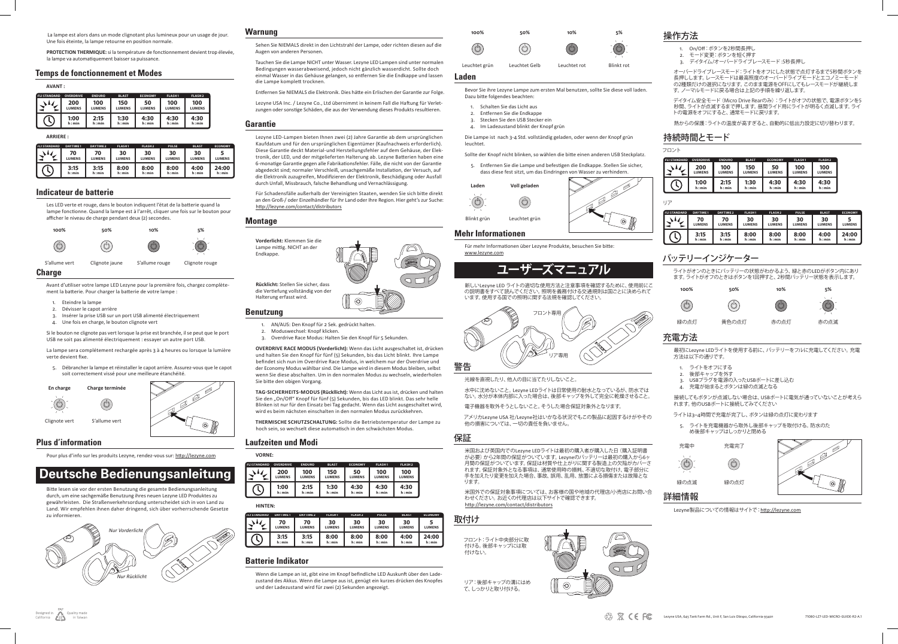La lampe est alors dans un mode clignotant plus lumineux pour un usage de jour. Une fois éteinte, la lampe retourne en position normale.

**PROTECTION THERMIQUE:** si la température de fonctionnement devient trop élevée, la lampe va automatiquement baisser sa puissance.

## Temps de fonctionnement et Modes

**AVANT :**

| FLI STANDARD | OVERDRIVE | ENDURO | BLAST | ECONOMY | FLASH 1 | FLASH 2 |
|---|---|---|---|---|---|---|
| | 200 LUMENS | 100 LUMENS | 150 LUMENS | 50 LUMENS | 100 LUMENS | 100 LUMENS |
| | 1:00 h:min | 2:15 h:min | 1:30 h:min | 4:30 h:min | 4:30 h:min | 4:30 h:min |

**ARRIERE :**

| FLI STANDARD | DAYTIME 1 | DAYTIME 2 | FLASH 1 | FLASH 2 | PULSE | BLAST | ECONOMY |
|---|---|---|---|---|---|---|---|
| | 70 LUMENS | 70 LUMENS | 30 LUMENS | 30 LUMENS | 30 LUMENS | 30 LUMENS | 5 LUMENS |
| | 3:15 h:min | 3:15 h:min | 8:00 h:min | 8:00 h:min | 8:00 h:min | 4:00 h:min | 24:00 h:min |

## Indicateur de batterie

Les LED verte et rouge, dans le bouton indiquent l'état de la batterie quand la lampe fonctionne. Quand la lampe est à l'arrêt, cliquer une fois sur le bouton pour afficher le niveau de charge pendant deux (2) secondes.

100% — S'allume vert
50% — Clignote jaune
10% — S'allume rouge
5% — Clignote rouge

## Charge

Avant d'utiliser votre lampe LED Lezyne pour la première fois, chargez complètement la batterie. Pour charger la batterie de votre lampe :

1. Eteindre la lampe
2. Dévisser le capot arrière
3. Insérer la prise USB sur un port USB alimenté électriquement
4. Une fois en charge, le bouton clignote vert

Si le bouton ne clignote pas vert lorsque la prise est branchée, il se peut que le port USB ne soit pas alimenté électriquement : essayer un autre port USB.

La lampe sera complètement rechargée après 3 à 4 heures ou lorsque la lumière verte devient fixe.

5. Débrancher la lampe et réinstaller le capot arrière. Assurez-vous que le capot soit correctement vissé pour une meilleure étanchéité.

En charge — Clignote vert
Charge terminée — S'allume vert

## Plus d'information

Pour plus d'info sur les produits Lezyne, rendez-vous sur: http://lezyne.com

# Deutsche Bedienungsanleitung

Bitte lesen sie vor der ersten Benutzung die gesamte Bedienungsanleitung durch, um eine sachgemäße Benutzung ihres neuen Lezyne LED Produktes zu gewährleisten. Die Straßenverkehrsordung unterscheidet sich in von Land zu Land. Wir empfehlen ihnen daher dringend, sich über vorherrschende Gesetze zu informieren.

*Nur Vorderlicht*
*Nur Rücklicht*

## Warnung

Sehen Sie NIEMALS direkt in den Lichtstrahl der Lampe, oder richten diesen auf die Augen von anderen Personen.

Tauchen Sie die Lampe NICHT unter Wasser. Lezyne LED Lampen sind unter normalen Bedingungen wasserabweisend, jedoch nicht gänzlich wasserdicht. Sollte doch einmal Wasser in das Gehäuse gelangen, so entfernen Sie die Endkappe und lassen die Lampe komplett trocknen.

Entfernen Sie NIEMALS die Elektronik. Dies hätte ein Erlischen der Garantie zur Folge.

Lezyne USA Inc. / Lezyne Co., Ltd übernimmt in keinem Fall die Haftung für Verletzungen oder sonstige Schäden, die aus der Verwendung dieses Produkts resultieren.

## Garantie

Lezyne LED-Lampen bieten Ihnen zwei (2) Jahre Garantie ab dem ursprünglichen Kaufdatum und für den ursprünglichen Eigentümer (Kaufnachweis erforderlich). Diese Garantie deckt Material-und Herstellungsfehler auf dem Gehäuse, der Elektronik, der LED, und der mitgelieferten Halterung ab. Lezyne Batterien haben eine 6-monatige Garantie gegen alle Fabrikationsfehler. Fälle, die nicht von der Garantie abgedeckt sind; normaler Verschleiß, unsachgemäße Installation, der Versuch, auf die Elektronik zuzugreifen, Modifizieren der Elektronik, Beschädigung oder Ausfall durch Unfall, Missbrauch, falsche Behandlung und Vernachlässigung.

Für Schadensfälle außerhalb der Vereinigten Staaten, wenden Sie sich bitte direkt an den Groß-/ oder Einzelhändler für Ihr Land oder Ihre Region. Hier geht's zur Suche: http://lezyne.com/contact/distributors

## Montage

**Vorderlicht:** Klemmen Sie die Lampe mittig. NICHT an der Endkappe.

**Rücklicht:** Stellen Sie sicher, dass die Vertiefung vollständig von der Halterung erfasst wird.

## Benutzung

1. AN/AUS: Den Knopf für 2 Sek. gedrückt halten.
2. Moduswechsel: Knopf klicken.
3. Overdrive Race Modus: Halten Sie den Knopf für 5 Sekunden.

**OVERDRIVE RACE MODUS (Vorderlicht):** Wenn das Licht ausgeschaltet ist, drücken und halten Sie den Knopf für fünf (5) Sekunden, bis das Licht blinkt. Ihre Lampe befindet sich nun im Overdrive Race Modus, in welchem nur der Overdrive und der Economy Modus wählbar sind. Die Lampe wird in diesem Modus bleiben, selbst wenn Sie diese abschalten. Um in den normalen Modus zu wechseln, wiederholen Sie bitte den obigen Vorgang.

**TAG-SICHERHEITS-MODUS (Rücklicht):** Wenn das Licht aus ist, drücken und halten Sie den „On/Off" Knopf für fünf (5) Sekunden, bis das LED blinkt. Das sehr helle Blinken ist nur für den Einsatz bei Tag gedacht. Wenn das Licht ausgeschaltet wird, wird es beim nächsten einschalten in den normalen Modus zurückkehren.

**THERMISCHE SCHUTZSCHALTUNG:** Sollte die Betriebstemperatur der Lampe zu hoch sein, so wechselt diese automatisch in den schwächsten Modus.

## Laufzeiten und Modi

**VORNE:**

| FLI STANDARD | OVERDRIVE | ENDURO | BLAST | ECONOMY | FLASH 1 | FLASH 2 |
|---|---|---|---|---|---|---|
| | 200 LUMENS | 100 LUMENS | 150 LUMENS | 50 LUMENS | 100 LUMENS | 100 LUMENS |
| | 1:00 h:min | 2:15 h:min | 1:30 h:min | 4:30 h:min | 4:30 h:min | 4:30 h:min |

**HINTEN:**

| FLI STANDARD | DAYTIME 1 | DAYTIME 2 | FLASH 1 | FLASH 2 | PULSE | BLAST | ECONOMY |
|---|---|---|---|---|---|---|---|
| | 70 LUMENS | 70 LUMENS | 30 LUMENS | 30 LUMENS | 30 LUMENS | 30 LUMENS | 5 LUMENS |
| | 3:15 h:min | 3:15 h:min | 8:00 h:min | 8:00 h:min | 8:00 h:min | 4:00 h:min | 24:00 h:min |

## Batterie Indikator

Wenn die Lampe an ist, gibt eine im Knopf befindliche LED Auskunft über den Ladezustand des Akkus. Wenn die Lampe aus ist, genügt ein kurzes drücken des Knopfes und der Ladezustand wird für zwei (2) Sekunden angezeigt.

100% — Leuchtet grün
50% — Leuchtet Gelb
10% — Leuchtet rot
5% — Blinkt rot

## Laden

Bevor Sie Ihre Lezyne Lampe zum ersten Mal benutzen, sollte Sie diese voll laden. Dazu bitte folgendes beachten:

1. Schalten Sie das Licht aus
2. Entfernen Sie die Endkappe
3. Stecken Sie den USB Stecker ein
4. Im Ladezustand blinkt der Knopf grün

Die Lampe ist nach 3-4 Std. vollständig geladen, oder wenn der Knopf grün leuchtet.

Sollte der Knopf nicht blinken, so wählen die bitte einen anderen USB Steckplatz.

5. Entfernen Sie die Lampe und befestigen die Endkappe. Stellen Sie sicher, dass diese fest sitzt, um das Eindringen von Wasser zu verhindern.

Laden — Blinkt grün
Voll geladen — Leuchtet grün

## Mehr Informationen

Für mehr Informationen über Lezyne Produkte, besuchen Sie bitte: www.lezyne.com

# ユーザーズマニュアル

新しいLezyne LED ライトの適切な使用方法と注意事項を確認するために、使用前にこの説明書をすべて読んでください。照明を義務付ける交通規則は国ごとに決められています。使用する国での照明に関する法規を確認してください。

フロント専用
リア専用

## 警告

光線を直視したり、他人の目に当てたりしないこと。

水中に沈めないこと。Lezyne LEDライトは日常使用の耐水となっているが、防水ではない。水分が本体内部に入った場合は、後部キャップを外して完全に乾燥させること。

電子機器を取外そうとしないこと。そうした場合保証対象外となります。

アメリカLezyne USA 社/Lezyne社はいかなる状況でもこの製品に起因するけがやその他の損害については、一切の責任を負いません。

## 保証

米国および英国内でのLezyne LEDライトは最初の購入者が購入した日（購入証明書が必要）から2年間の保証がついています。Lezyneのバッテリーは最初の購入から6ヶ月間の保証がついています。保証は材質や仕上がりに関する製造上の欠陥がカバーされます。保証対象外となる事項は、通常使用時の損耗、不適切な取付け、電子部分に手を加えたり変更を加えた場合、事故、誤用、乱用、放置による損傷または故障となります。

米国外での保証対象事項については、お客様の国や地域の代理店/小売店にお問い合わせください。お近くの代理店は以下サイトで確認できます。http://lezyne.com/contact/distributors

## 取付け

フロント：ライト中央部分に取付ける。後部キャップには取付けない。

リア：後部キャップの溝にはめて、しっかりと取り付ける。

## 操作方法

1. On/Off：ボタンを2秒間長押し
2. モード変更：ボタンを短く押す
3. デイタイム/オーバードライブレースモード：5秒長押し

オーバードライブレースモード：ライトをオフにした状態で点灯するまで5秒間ボタンを長押しします。レースモードは最高照度のオーバードライブモードとエコノミーモードの2種類だけの選択になります。このまま電源をOFFにしてもレースモードが継続します。ノーマルモードに戻る場合は上記の手順を繰り返します。

デイタイム安全モード（Micro Drive Rearのみ）：ライトがオフの状態で、電源ボタンを5秒間、ライトが点滅するまで押します。昼間ライド用にライトが明るく点滅します。ライトの電源をオフにすると、通常モードに戻ります。

熱からの保護：ライトの温度が高すぎると、自動的に低出力設定に切り替わります。

## 持続時間とモード

フロント

| FLI STANDARD | OVERDRIVE | ENDURO | BLAST | ECONOMY | FLASH 1 | FLASH 2 |
|---|---|---|---|---|---|---|
| | 200 LUMENS | 100 LUMENS | 150 LUMENS | 50 LUMENS | 100 LUMENS | 100 LUMENS |
| | 1:00 h:min | 2:15 h:min | 1:30 h:min | 4:30 h:min | 4:30 h:min | 4:30 h:min |

リア

| FLI STANDARD | DAYTIME 1 | DAYTIME 2 | FLASH 1 | FLASH 2 | PULSE | BLAST | ECONOMY |
|---|---|---|---|---|---|---|---|
| | 70 LUMENS | 70 LUMENS | 30 LUMENS | 30 LUMENS | 30 LUMENS | 30 LUMENS | 5 LUMENS |
| | 3:15 h:min | 3:15 h:min | 8:00 h:min | 8:00 h:min | 8:00 h:min | 4:00 h:min | 24:00 h:min |

## バッテリーインジケーター

ライトがオンのときにバッテリーの状態がわかるよう、緑と赤のLEDがボタン内にあります。ライトがオフのときはボタンを1回押すと、2秒間バッテリー状態を表示します。

100% — 緑の点灯
50% — 黄色の点灯
10% — 赤の点灯
5% — 赤の点滅

## 充電方法

最初にLezyne LEDライトを使用する前に、バッテリーをフルに充電してください。充電方法は以下の通りです。

1. ライトをオフにする
2. 後部キャップを外す
3. USBプラグを電源の入ったUSBポートに差し込む
4. 充電が始まるとボタンは緑の点滅となる

接続してもボタンが点滅しない場合は、USBポートに電気が通っていないことが考えられます。他のUSBポートに接続してみてください

ライトは3~4時間で充電が完了し、ボタンは緑の点灯に変わります

5. ライトを充電機器から取外し後部キャップを取付ける。防水のため後部キャップはしっかりと閉める

充電中 — 緑の点滅
充電完了 — 緑の点灯

## 詳細情報

Lezyne製品についての情報はサイトで：http://lezyne.com

Designed in California — Quality made in Taiwan

Lezyne USA, 645 Tank Farm Rd., Unit F, San Luis Obispo, California 93401

71080-LZ7-LED-MICRO-GUIDE-R2-A.1